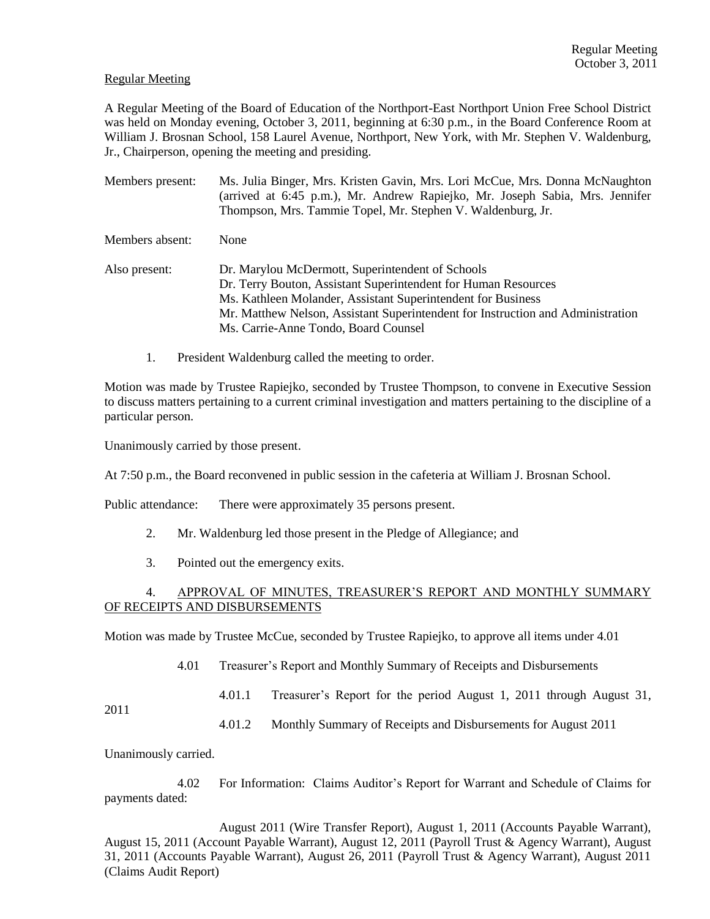Regular Meeting
October 3, 2011

Regular Meeting

A Regular Meeting of the Board of Education of the Northport-East Northport Union Free School District was held on Monday evening, October 3, 2011, beginning at 6:30 p.m., in the Board Conference Room at William J. Brosnan School, 158 Laurel Avenue, Northport, New York, with Mr. Stephen V. Waldenburg, Jr., Chairperson, opening the meeting and presiding.

Members present: Ms. Julia Binger, Mrs. Kristen Gavin, Mrs. Lori McCue, Mrs. Donna McNaughton (arrived at 6:45 p.m.), Mr. Andrew Rapiejko, Mr. Joseph Sabia, Mrs. Jennifer Thompson, Mrs. Tammie Topel, Mr. Stephen V. Waldenburg, Jr.

Members absent: None

Also present: Dr. Marylou McDermott, Superintendent of Schools
Dr. Terry Bouton, Assistant Superintendent for Human Resources
Ms. Kathleen Molander, Assistant Superintendent for Business
Mr. Matthew Nelson, Assistant Superintendent for Instruction and Administration
Ms. Carrie-Anne Tondo, Board Counsel

1. President Waldenburg called the meeting to order.

Motion was made by Trustee Rapiejko, seconded by Trustee Thompson, to convene in Executive Session to discuss matters pertaining to a current criminal investigation and matters pertaining to the discipline of a particular person.

Unanimously carried by those present.

At 7:50 p.m., the Board reconvened in public session in the cafeteria at William J. Brosnan School.

Public attendance: There were approximately 35 persons present.

2. Mr. Waldenburg led those present in the Pledge of Allegiance; and

3. Pointed out the emergency exits.

4. APPROVAL OF MINUTES, TREASURER'S REPORT AND MONTHLY SUMMARY OF RECEIPTS AND DISBURSEMENTS

Motion was made by Trustee McCue, seconded by Trustee Rapiejko, to approve all items under 4.01

4.01 Treasurer's Report and Monthly Summary of Receipts and Disbursements

4.01.1 Treasurer's Report for the period August 1, 2011 through August 31, 2011

4.01.2 Monthly Summary of Receipts and Disbursements for August 2011

Unanimously carried.

4.02 For Information: Claims Auditor's Report for Warrant and Schedule of Claims for payments dated:

August 2011 (Wire Transfer Report), August 1, 2011 (Accounts Payable Warrant), August 15, 2011 (Account Payable Warrant), August 12, 2011 (Payroll Trust & Agency Warrant), August 31, 2011 (Accounts Payable Warrant), August 26, 2011 (Payroll Trust & Agency Warrant), August 2011 (Claims Audit Report)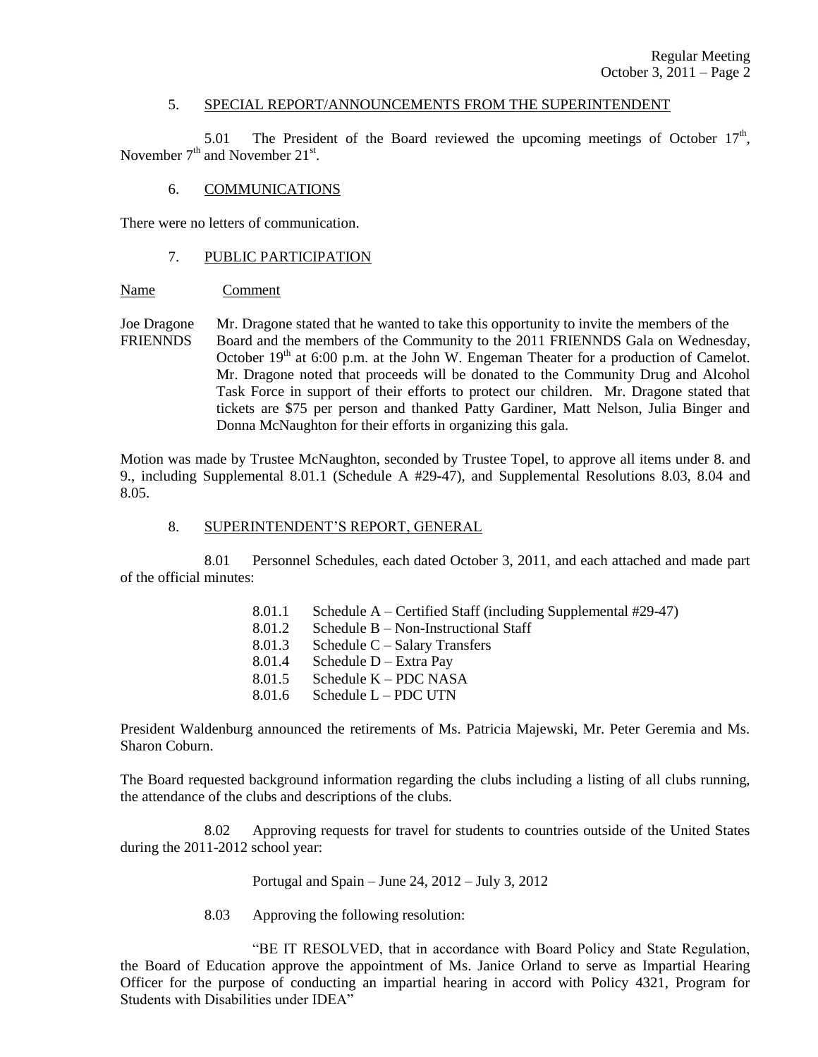## 5. SPECIAL REPORT/ANNOUNCEMENTS FROM THE SUPERINTENDENT

5.01 The President of the Board reviewed the upcoming meetings of October 17th, November 7th and November 21st.

## 6. COMMUNICATIONS

There were no letters of communication.

## 7. PUBLIC PARTICIPATION

| Name | Comment |
|---|---|
| Joe Dragone FRIENNDS | Mr. Dragone stated that he wanted to take this opportunity to invite the members of the Board and the members of the Community to the 2011 FRIENNDS Gala on Wednesday, October 19th at 6:00 p.m. at the John W. Engeman Theater for a production of Camelot. Mr. Dragone noted that proceeds will be donated to the Community Drug and Alcohol Task Force in support of their efforts to protect our children. Mr. Dragone stated that tickets are $75 per person and thanked Patty Gardiner, Matt Nelson, Julia Binger and Donna McNaughton for their efforts in organizing this gala. |

Motion was made by Trustee McNaughton, seconded by Trustee Topel, to approve all items under 8. and 9., including Supplemental 8.01.1 (Schedule A #29-47), and Supplemental Resolutions 8.03, 8.04 and 8.05.

## 8. SUPERINTENDENT'S REPORT, GENERAL

8.01 Personnel Schedules, each dated October 3, 2011, and each attached and made part of the official minutes:

- 8.01.1 Schedule A – Certified Staff (including Supplemental #29-47)
- 8.01.2 Schedule B – Non-Instructional Staff
- 8.01.3 Schedule C – Salary Transfers
- 8.01.4 Schedule D – Extra Pay
- 8.01.5 Schedule K – PDC NASA
- 8.01.6 Schedule L – PDC UTN

President Waldenburg announced the retirements of Ms. Patricia Majewski, Mr. Peter Geremia and Ms. Sharon Coburn.

The Board requested background information regarding the clubs including a listing of all clubs running, the attendance of the clubs and descriptions of the clubs.

8.02 Approving requests for travel for students to countries outside of the United States during the 2011-2012 school year:

Portugal and Spain – June 24, 2012 – July 3, 2012

8.03 Approving the following resolution:

"BE IT RESOLVED, that in accordance with Board Policy and State Regulation, the Board of Education approve the appointment of Ms. Janice Orland to serve as Impartial Hearing Officer for the purpose of conducting an impartial hearing in accord with Policy 4321, Program for Students with Disabilities under IDEA"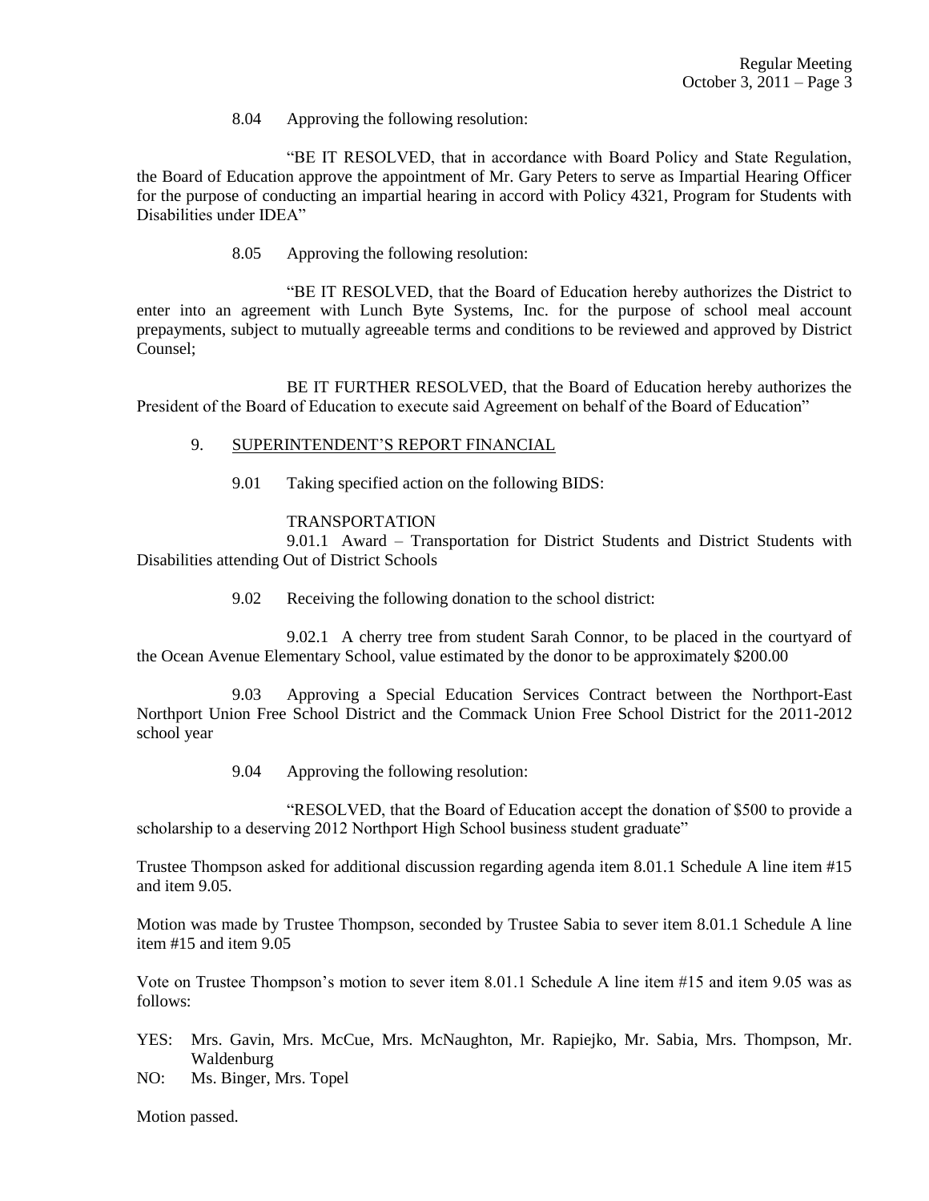8.04 Approving the following resolution:

"BE IT RESOLVED, that in accordance with Board Policy and State Regulation, the Board of Education approve the appointment of Mr. Gary Peters to serve as Impartial Hearing Officer for the purpose of conducting an impartial hearing in accord with Policy 4321, Program for Students with Disabilities under IDEA"

8.05 Approving the following resolution:

"BE IT RESOLVED, that the Board of Education hereby authorizes the District to enter into an agreement with Lunch Byte Systems, Inc. for the purpose of school meal account prepayments, subject to mutually agreeable terms and conditions to be reviewed and approved by District Counsel;

BE IT FURTHER RESOLVED, that the Board of Education hereby authorizes the President of the Board of Education to execute said Agreement on behalf of the Board of Education"

9. SUPERINTENDENT'S REPORT FINANCIAL

9.01 Taking specified action on the following BIDS:

TRANSPORTATION

9.01.1 Award – Transportation for District Students and District Students with Disabilities attending Out of District Schools

9.02 Receiving the following donation to the school district:

9.02.1 A cherry tree from student Sarah Connor, to be placed in the courtyard of the Ocean Avenue Elementary School, value estimated by the donor to be approximately $200.00

9.03 Approving a Special Education Services Contract between the Northport-East Northport Union Free School District and the Commack Union Free School District for the 2011-2012 school year

9.04 Approving the following resolution:

"RESOLVED, that the Board of Education accept the donation of $500 to provide a scholarship to a deserving 2012 Northport High School business student graduate"

Trustee Thompson asked for additional discussion regarding agenda item 8.01.1 Schedule A line item #15 and item 9.05.

Motion was made by Trustee Thompson, seconded by Trustee Sabia to sever item 8.01.1 Schedule A line item #15 and item 9.05

Vote on Trustee Thompson's motion to sever item 8.01.1 Schedule A line item #15 and item 9.05 was as follows:

YES: Mrs. Gavin, Mrs. McCue, Mrs. McNaughton, Mr. Rapiejko, Mr. Sabia, Mrs. Thompson, Mr. Waldenburg

NO: Ms. Binger, Mrs. Topel

Motion passed.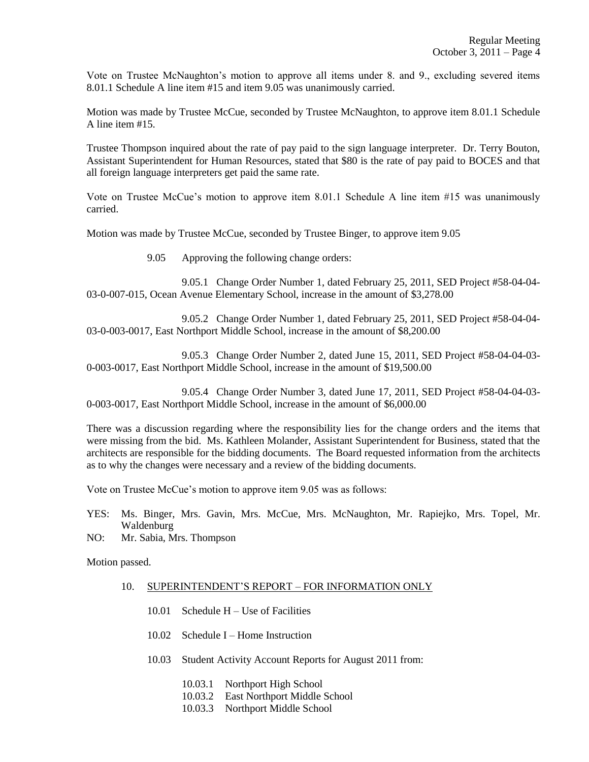Vote on Trustee McNaughton's motion to approve all items under 8. and 9., excluding severed items 8.01.1 Schedule A line item #15 and item 9.05 was unanimously carried.

Motion was made by Trustee McCue, seconded by Trustee McNaughton, to approve item 8.01.1 Schedule A line item #15.

Trustee Thompson inquired about the rate of pay paid to the sign language interpreter. Dr. Terry Bouton, Assistant Superintendent for Human Resources, stated that $80 is the rate of pay paid to BOCES and that all foreign language interpreters get paid the same rate.

Vote on Trustee McCue's motion to approve item 8.01.1 Schedule A line item #15 was unanimously carried.

Motion was made by Trustee McCue, seconded by Trustee Binger, to approve item 9.05

9.05 Approving the following change orders:

9.05.1 Change Order Number 1, dated February 25, 2011, SED Project #58-04-04-03-0-007-015, Ocean Avenue Elementary School, increase in the amount of $3,278.00

9.05.2 Change Order Number 1, dated February 25, 2011, SED Project #58-04-04-03-0-003-0017, East Northport Middle School, increase in the amount of $8,200.00

9.05.3 Change Order Number 2, dated June 15, 2011, SED Project #58-04-04-03-0-003-0017, East Northport Middle School, increase in the amount of $19,500.00

9.05.4 Change Order Number 3, dated June 17, 2011, SED Project #58-04-04-03-0-003-0017, East Northport Middle School, increase in the amount of $6,000.00

There was a discussion regarding where the responsibility lies for the change orders and the items that were missing from the bid. Ms. Kathleen Molander, Assistant Superintendent for Business, stated that the architects are responsible for the bidding documents. The Board requested information from the architects as to why the changes were necessary and a review of the bidding documents.

Vote on Trustee McCue's motion to approve item 9.05 was as follows:

YES: Ms. Binger, Mrs. Gavin, Mrs. McCue, Mrs. McNaughton, Mr. Rapiejko, Mrs. Topel, Mr. Waldenburg
NO: Mr. Sabia, Mrs. Thompson

Motion passed.

10. SUPERINTENDENT'S REPORT – FOR INFORMATION ONLY

10.01 Schedule H – Use of Facilities

10.02 Schedule I – Home Instruction

10.03 Student Activity Account Reports for August 2011 from:

10.03.1 Northport High School
10.03.2 East Northport Middle School
10.03.3 Northport Middle School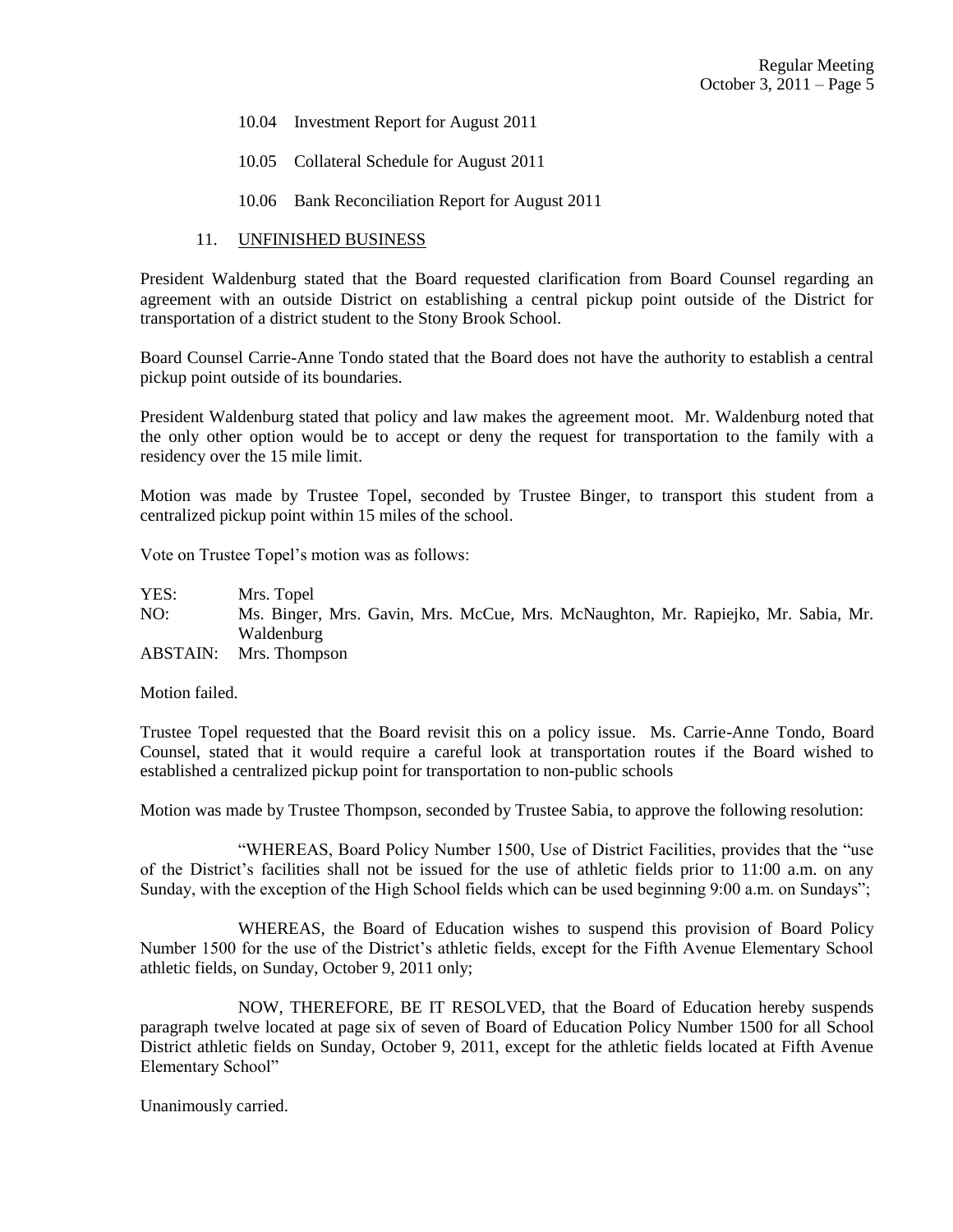10.04 Investment Report for August 2011

10.05 Collateral Schedule for August 2011

10.06 Bank Reconciliation Report for August 2011

11. UNFINISHED BUSINESS

President Waldenburg stated that the Board requested clarification from Board Counsel regarding an agreement with an outside District on establishing a central pickup point outside of the District for transportation of a district student to the Stony Brook School.

Board Counsel Carrie-Anne Tondo stated that the Board does not have the authority to establish a central pickup point outside of its boundaries.

President Waldenburg stated that policy and law makes the agreement moot. Mr. Waldenburg noted that the only other option would be to accept or deny the request for transportation to the family with a residency over the 15 mile limit.

Motion was made by Trustee Topel, seconded by Trustee Binger, to transport this student from a centralized pickup point within 15 miles of the school.

Vote on Trustee Topel's motion was as follows:

YES: Mrs. Topel
NO: Ms. Binger, Mrs. Gavin, Mrs. McCue, Mrs. McNaughton, Mr. Rapiejko, Mr. Sabia, Mr. Waldenburg
ABSTAIN: Mrs. Thompson

Motion failed.

Trustee Topel requested that the Board revisit this on a policy issue. Ms. Carrie-Anne Tondo, Board Counsel, stated that it would require a careful look at transportation routes if the Board wished to established a centralized pickup point for transportation to non-public schools

Motion was made by Trustee Thompson, seconded by Trustee Sabia, to approve the following resolution:

"WHEREAS, Board Policy Number 1500, Use of District Facilities, provides that the "use of the District's facilities shall not be issued for the use of athletic fields prior to 11:00 a.m. on any Sunday, with the exception of the High School fields which can be used beginning 9:00 a.m. on Sundays";

WHEREAS, the Board of Education wishes to suspend this provision of Board Policy Number 1500 for the use of the District's athletic fields, except for the Fifth Avenue Elementary School athletic fields, on Sunday, October 9, 2011 only;

NOW, THEREFORE, BE IT RESOLVED, that the Board of Education hereby suspends paragraph twelve located at page six of seven of Board of Education Policy Number 1500 for all School District athletic fields on Sunday, October 9, 2011, except for the athletic fields located at Fifth Avenue Elementary School"

Unanimously carried.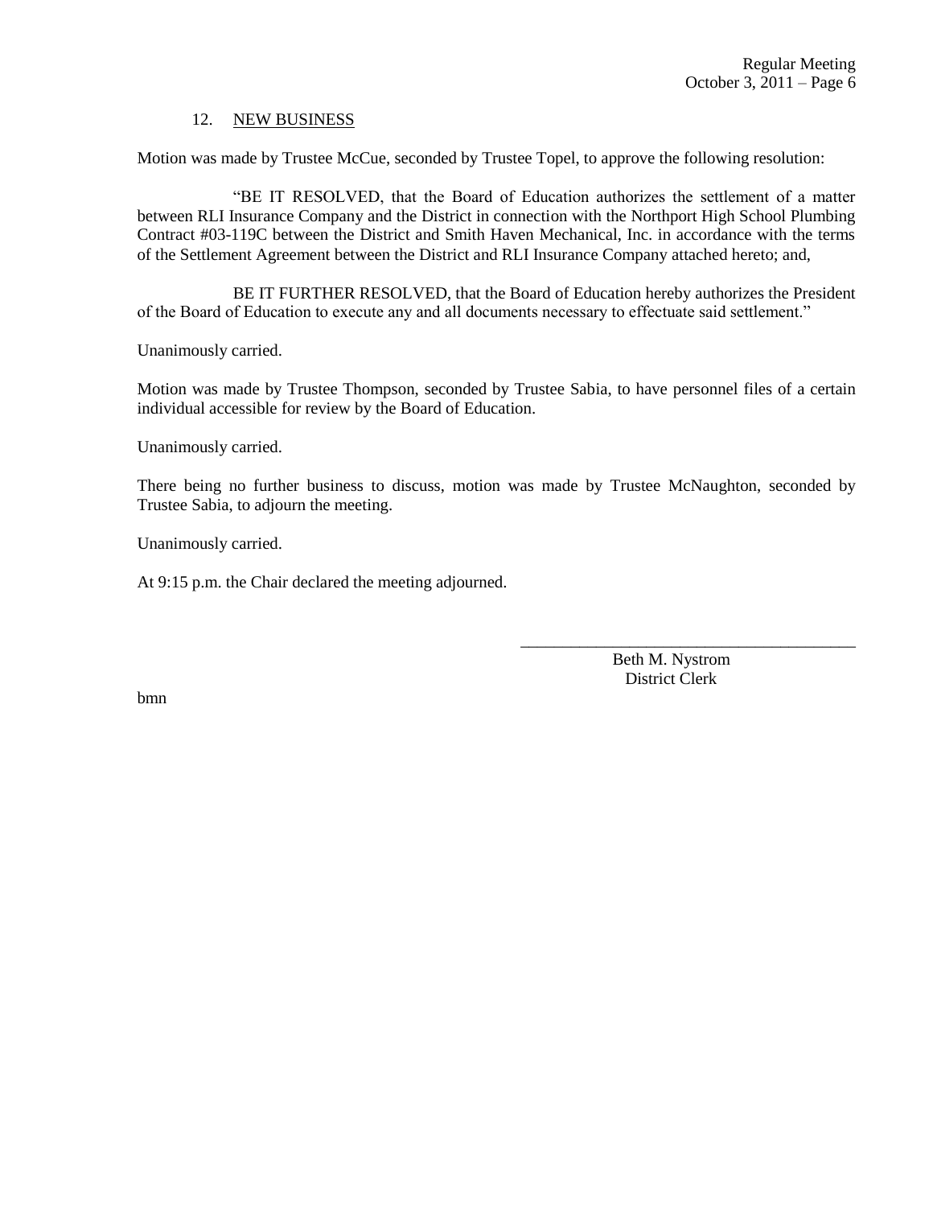12. NEW BUSINESS

Motion was made by Trustee McCue, seconded by Trustee Topel, to approve the following resolution:

"BE IT RESOLVED, that the Board of Education authorizes the settlement of a matter between RLI Insurance Company and the District in connection with the Northport High School Plumbing Contract #03-119C between the District and Smith Haven Mechanical, Inc. in accordance with the terms of the Settlement Agreement between the District and RLI Insurance Company attached hereto; and,

BE IT FURTHER RESOLVED, that the Board of Education hereby authorizes the President of the Board of Education to execute any and all documents necessary to effectuate said settlement."

Unanimously carried.

Motion was made by Trustee Thompson, seconded by Trustee Sabia, to have personnel files of a certain individual accessible for review by the Board of Education.

Unanimously carried.

There being no further business to discuss, motion was made by Trustee McNaughton, seconded by Trustee Sabia, to adjourn the meeting.

Unanimously carried.

At 9:15 p.m. the Chair declared the meeting adjourned.

\_\_\_\_\_\_\_\_\_\_\_\_\_\_\_\_\_\_\_\_\_\_\_\_\_\_\_\_\_\_\_\_\_\_\_\_\_\_\_\_

Beth M. Nystrom
District Clerk

bmn